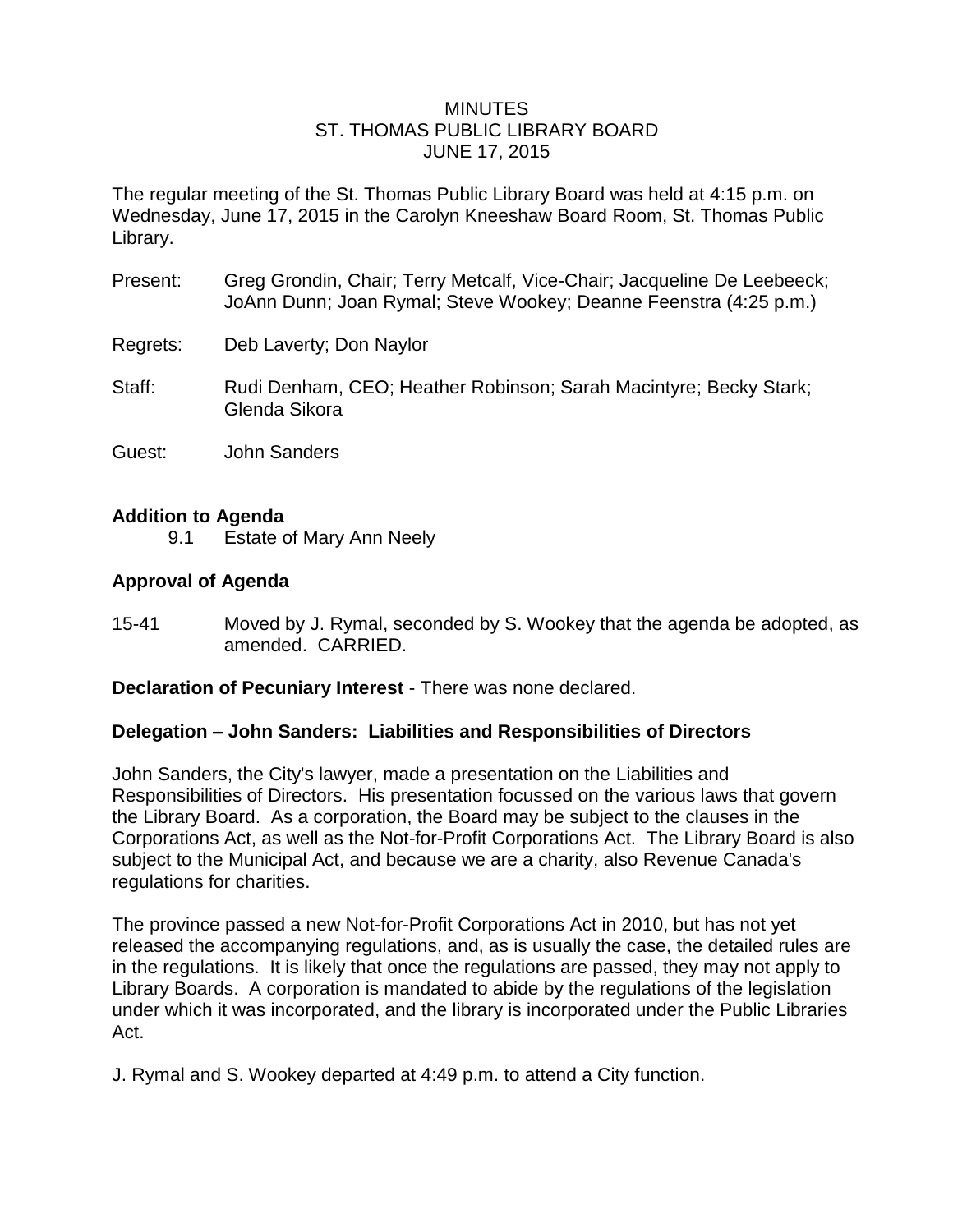# MINUTES
## ST. THOMAS PUBLIC LIBRARY BOARD
### JUNE 17, 2015

The regular meeting of the St. Thomas Public Library Board was held at 4:15 p.m. on Wednesday, June 17, 2015 in the Carolyn Kneeshaw Board Room, St. Thomas Public Library.

Present: Greg Grondin, Chair; Terry Metcalf, Vice-Chair; Jacqueline De Leebeeck; JoAnn Dunn; Joan Rymal; Steve Wookey; Deanne Feenstra (4:25 p.m.)

Regrets: Deb Laverty; Don Naylor

Staff: Rudi Denham, CEO; Heather Robinson; Sarah Macintyre; Becky Stark; Glenda Sikora

Guest: John Sanders

**Addition to Agenda**

9.1 Estate of Mary Ann Neely

**Approval of Agenda**

15-41 Moved by J. Rymal, seconded by S. Wookey that the agenda be adopted, as amended. CARRIED.

**Declaration of Pecuniary Interest** - There was none declared.

**Delegation – John Sanders: Liabilities and Responsibilities of Directors**

John Sanders, the City's lawyer, made a presentation on the Liabilities and Responsibilities of Directors. His presentation focussed on the various laws that govern the Library Board. As a corporation, the Board may be subject to the clauses in the Corporations Act, as well as the Not-for-Profit Corporations Act. The Library Board is also subject to the Municipal Act, and because we are a charity, also Revenue Canada's regulations for charities.

The province passed a new Not-for-Profit Corporations Act in 2010, but has not yet released the accompanying regulations, and, as is usually the case, the detailed rules are in the regulations. It is likely that once the regulations are passed, they may not apply to Library Boards. A corporation is mandated to abide by the regulations of the legislation under which it was incorporated, and the library is incorporated under the Public Libraries Act.

J. Rymal and S. Wookey departed at 4:49 p.m. to attend a City function.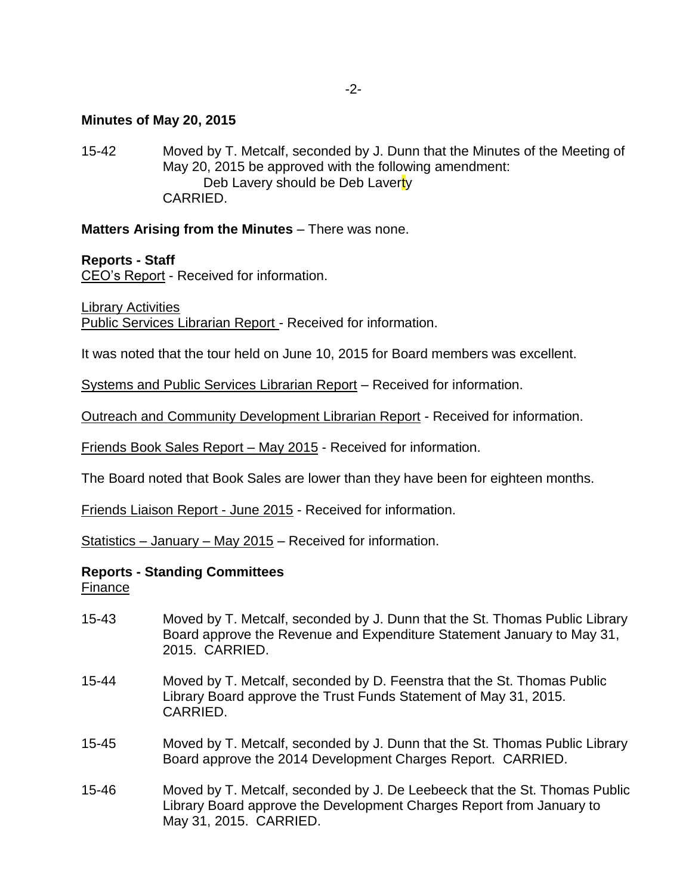**Minutes of May 20, 2015**

15-42 Moved by T. Metcalf, seconded by J. Dunn that the Minutes of the Meeting of May 20, 2015 be approved with the following amendment:
Deb Lavery should be Deb Laverty
CARRIED.

**Matters Arising from the Minutes** – There was none.

**Reports - Staff**
CEO's Report - Received for information.

Library Activities
Public Services Librarian Report - Received for information.

It was noted that the tour held on June 10, 2015 for Board members was excellent.

Systems and Public Services Librarian Report – Received for information.

Outreach and Community Development Librarian Report - Received for information.

Friends Book Sales Report – May 2015 - Received for information.

The Board noted that Book Sales are lower than they have been for eighteen months.

Friends Liaison Report - June 2015 - Received for information.

Statistics – January – May 2015 – Received for information.

**Reports - Standing Committees**
Finance

15-43 Moved by T. Metcalf, seconded by J. Dunn that the St. Thomas Public Library Board approve the Revenue and Expenditure Statement January to May 31, 2015. CARRIED.

15-44 Moved by T. Metcalf, seconded by D. Feenstra that the St. Thomas Public Library Board approve the Trust Funds Statement of May 31, 2015. CARRIED.

15-45 Moved by T. Metcalf, seconded by J. Dunn that the St. Thomas Public Library Board approve the 2014 Development Charges Report. CARRIED.

15-46 Moved by T. Metcalf, seconded by J. De Leebeeck that the St. Thomas Public Library Board approve the Development Charges Report from January to May 31, 2015. CARRIED.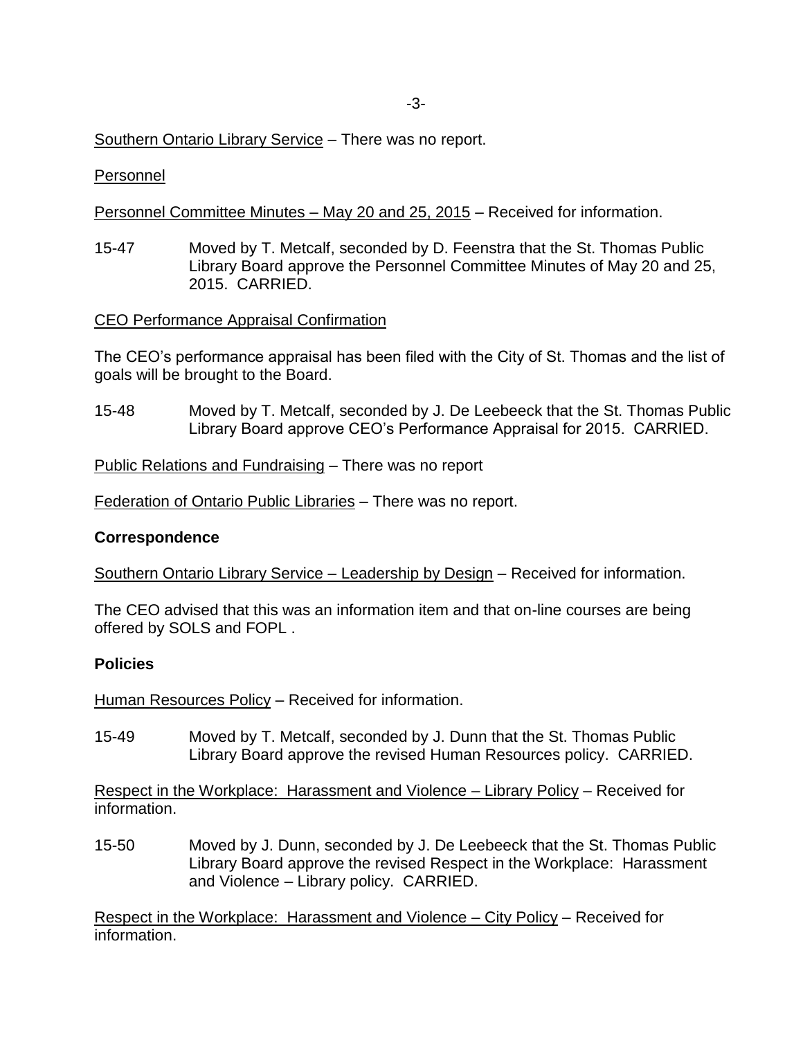Southern Ontario Library Service – There was no report.

Personnel

Personnel Committee Minutes – May 20 and 25, 2015 – Received for information.

15-47 Moved by T. Metcalf, seconded by D. Feenstra that the St. Thomas Public Library Board approve the Personnel Committee Minutes of May 20 and 25, 2015. CARRIED.

CEO Performance Appraisal Confirmation

The CEO's performance appraisal has been filed with the City of St. Thomas and the list of goals will be brought to the Board.

15-48 Moved by T. Metcalf, seconded by J. De Leebeeck that the St. Thomas Public Library Board approve CEO's Performance Appraisal for 2015. CARRIED.

Public Relations and Fundraising – There was no report

Federation of Ontario Public Libraries – There was no report.

**Correspondence**

Southern Ontario Library Service – Leadership by Design – Received for information.

The CEO advised that this was an information item and that on-line courses are being offered by SOLS and FOPL .

**Policies**

Human Resources Policy – Received for information.

15-49 Moved by T. Metcalf, seconded by J. Dunn that the St. Thomas Public Library Board approve the revised Human Resources policy. CARRIED.

Respect in the Workplace: Harassment and Violence – Library Policy – Received for information.

15-50 Moved by J. Dunn, seconded by J. De Leebeeck that the St. Thomas Public Library Board approve the revised Respect in the Workplace: Harassment and Violence – Library policy. CARRIED.

Respect in the Workplace: Harassment and Violence – City Policy – Received for information.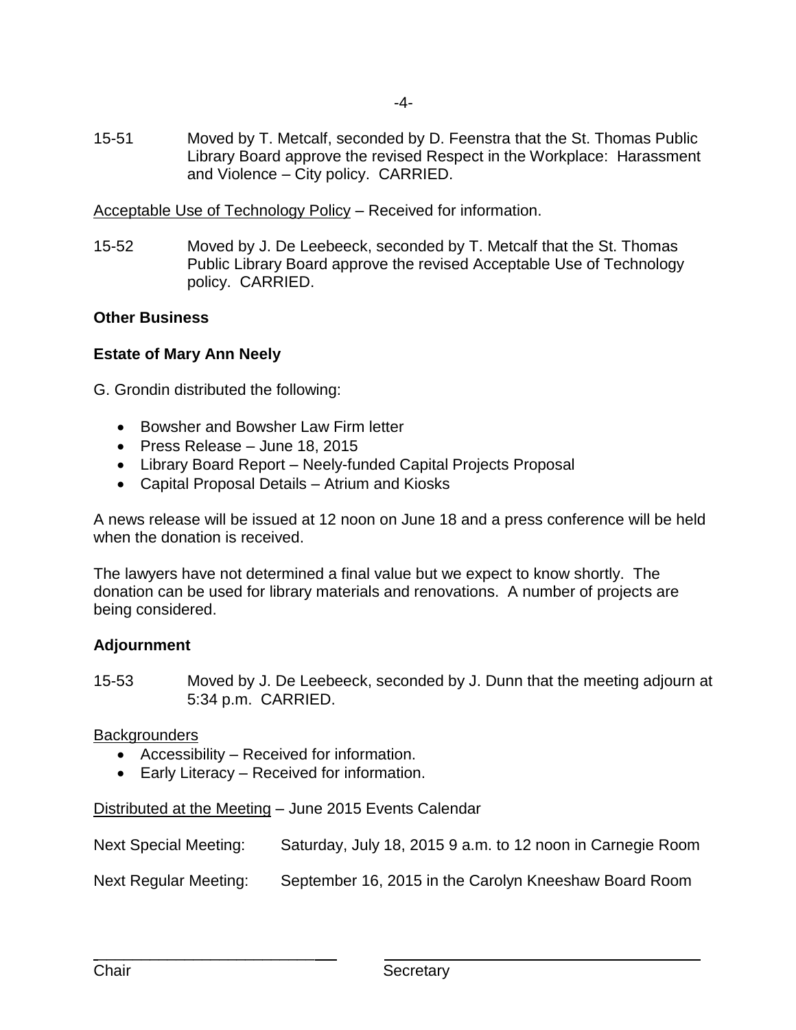15-51 Moved by T. Metcalf, seconded by D. Feenstra that the St. Thomas Public Library Board approve the revised Respect in the Workplace: Harassment and Violence – City policy. CARRIED.

Acceptable Use of Technology Policy – Received for information.

15-52 Moved by J. De Leebeeck, seconded by T. Metcalf that the St. Thomas Public Library Board approve the revised Acceptable Use of Technology policy. CARRIED.

**Other Business**

**Estate of Mary Ann Neely**

G. Grondin distributed the following:

- Bowsher and Bowsher Law Firm letter
- Press Release – June 18, 2015
- Library Board Report – Neely-funded Capital Projects Proposal
- Capital Proposal Details – Atrium and Kiosks

A news release will be issued at 12 noon on June 18 and a press conference will be held when the donation is received.

The lawyers have not determined a final value but we expect to know shortly. The donation can be used for library materials and renovations. A number of projects are being considered.

**Adjournment**

15-53 Moved by J. De Leebeeck, seconded by J. Dunn that the meeting adjourn at 5:34 p.m. CARRIED.

Backgrounders

- Accessibility – Received for information.
- Early Literacy – Received for information.

Distributed at the Meeting – June 2015 Events Calendar

Next Special Meeting: Saturday, July 18, 2015 9 a.m. to 12 noon in Carnegie Room

Next Regular Meeting: September 16, 2015 in the Carolyn Kneeshaw Board Room

Chair Secretary